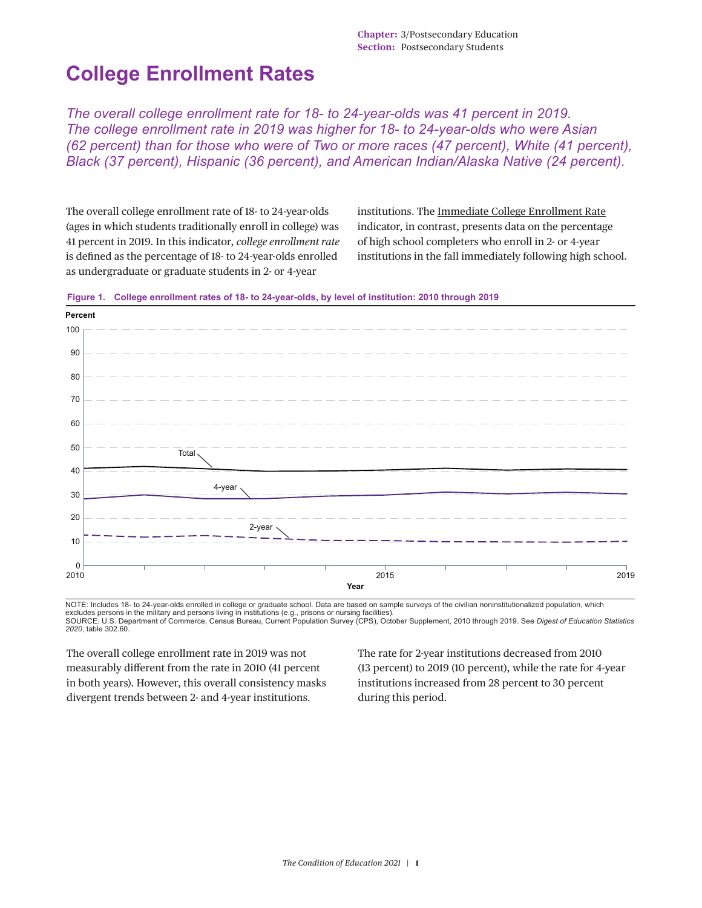Chapter: 3/Postsecondary Education
Section: Postsecondary Students

# College Enrollment Rates

*The overall college enrollment rate for 18- to 24-year-olds was 41 percent in 2019. The college enrollment rate in 2019 was higher for 18- to 24-year-olds who were Asian (62 percent) than for those who were of Two or more races (47 percent), White (41 percent), Black (37 percent), Hispanic (36 percent), and American Indian/Alaska Native (24 percent).*

The overall college enrollment rate of 18- to 24-year-olds (ages in which students traditionally enroll in college) was 41 percent in 2019. In this indicator, *college enrollment rate* is defined as the percentage of 18- to 24-year-olds enrolled as undergraduate or graduate students in 2- or 4-year institutions. The Immediate College Enrollment Rate indicator, in contrast, presents data on the percentage of high school completers who enroll in 2- or 4-year institutions in the fall immediately following high school.

**Figure 1. College enrollment rates of 18- to 24-year-olds, by level of institution: 2010 through 2019**

NOTE: Includes 18- to 24-year-olds enrolled in college or graduate school. Data are based on sample surveys of the civilian noninstitutionalized population, which excludes persons in the military and persons living in institutions (e.g., prisons or nursing facilities).
SOURCE: U.S. Department of Commerce, Census Bureau, Current Population Survey (CPS), October Supplement, 2010 through 2019. See *Digest of Education Statistics 2020*, table 302.60.

The overall college enrollment rate in 2019 was not measurably different from the rate in 2010 (41 percent in both years). However, this overall consistency masks divergent trends between 2- and 4-year institutions. The rate for 2-year institutions decreased from 2010 (13 percent) to 2019 (10 percent), while the rate for 4-year institutions increased from 28 percent to 30 percent during this period.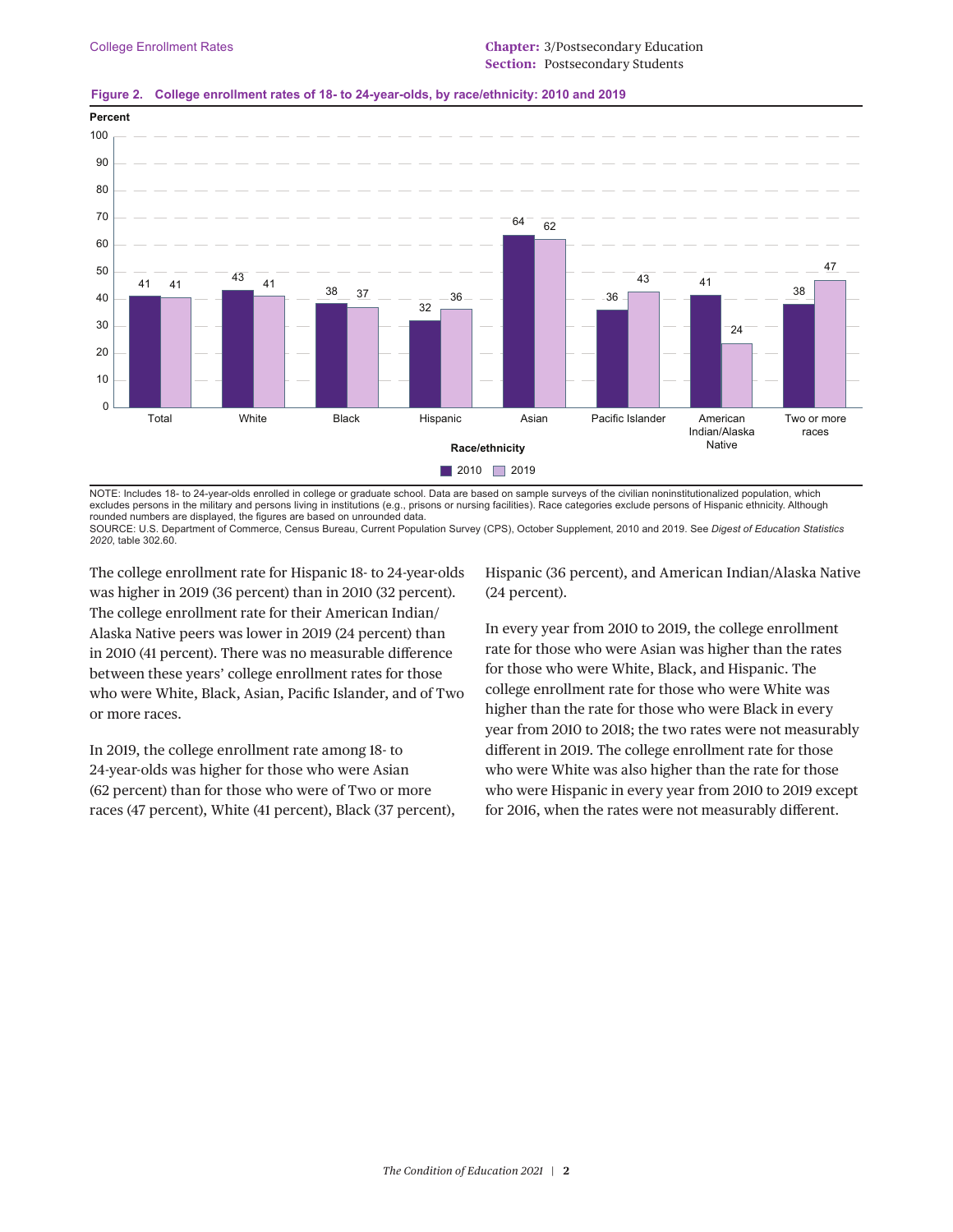**Figure 2. College enrollment rates of 18- to 24-year-olds, by race/ethnicity: 2010 and 2019**

| Race/ethnicity | 2010 | 2019 |
|---|---|---|
| Total | 41 | 41 |
| White | 43 | 41 |
| Black | 38 | 37 |
| Hispanic | 32 | 36 |
| Asian | 64 | 62 |
| Pacific Islander | 36 | 43 |
| American Indian/Alaska Native | 41 | 24 |
| Two or more races | 38 | 47 |

NOTE: Includes 18- to 24-year-olds enrolled in college or graduate school. Data are based on sample surveys of the civilian noninstitutionalized population, which excludes persons in the military and persons living in institutions (e.g., prisons or nursing facilities). Race categories exclude persons of Hispanic ethnicity. Although rounded numbers are displayed, the figures are based on unrounded data.
SOURCE: U.S. Department of Commerce, Census Bureau, Current Population Survey (CPS), October Supplement, 2010 and 2019. See *Digest of Education Statistics 2020*, table 302.60.

The college enrollment rate for Hispanic 18- to 24-year-olds was higher in 2019 (36 percent) than in 2010 (32 percent). The college enrollment rate for their American Indian/Alaska Native peers was lower in 2019 (24 percent) than in 2010 (41 percent). There was no measurable difference between these years' college enrollment rates for those who were White, Black, Asian, Pacific Islander, and of Two or more races.

In 2019, the college enrollment rate among 18- to 24-year-olds was higher for those who were Asian (62 percent) than for those who were of Two or more races (47 percent), White (41 percent), Black (37 percent), Hispanic (36 percent), and American Indian/Alaska Native (24 percent).

In every year from 2010 to 2019, the college enrollment rate for those who were Asian was higher than the rates for those who were White, Black, and Hispanic. The college enrollment rate for those who were White was higher than the rate for those who were Black in every year from 2010 to 2018; the two rates were not measurably different in 2019. The college enrollment rate for those who were White was also higher than the rate for those who were Hispanic in every year from 2010 to 2019 except for 2016, when the rates were not measurably different.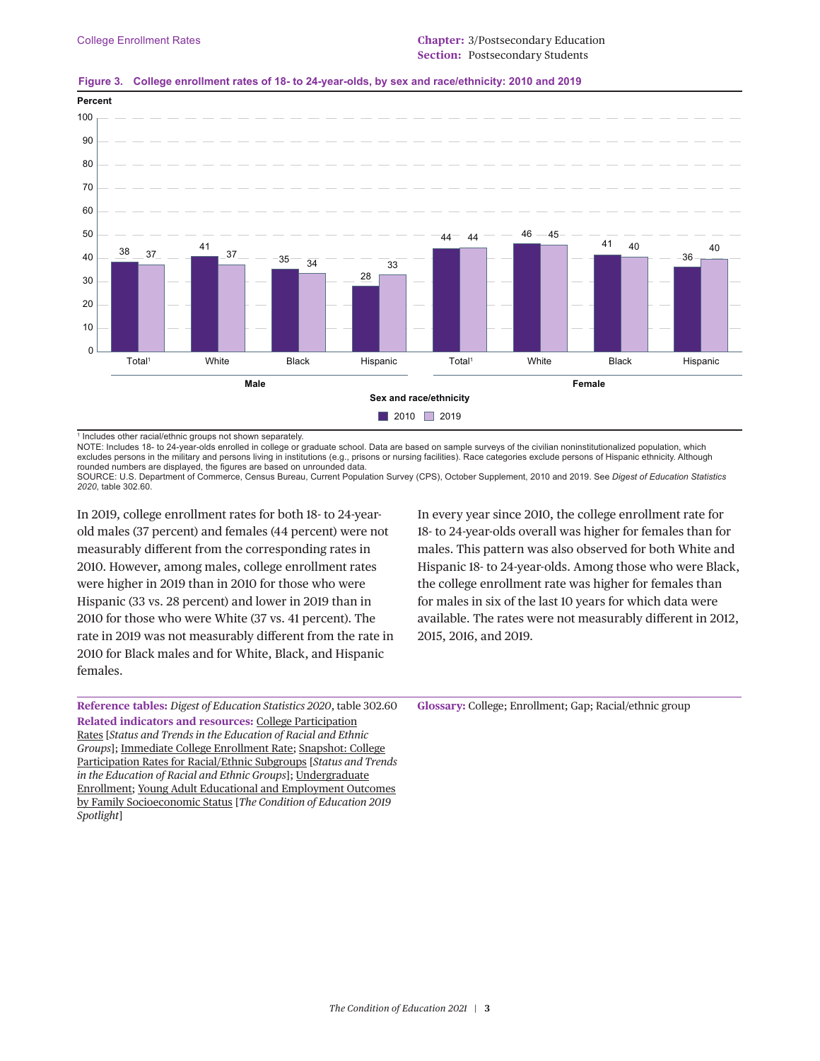**Figure 3. College enrollment rates of 18- to 24-year-olds, by sex and race/ethnicity: 2010 and 2019**

Percent

100
90
80
70
60
50
40
30
20
10
0

38 37 41 37 35 34 28 33 44 44 46 45 41 40 36 40

Total[1] White Black Hispanic Total[1] White Black Hispanic

Male Female

Sex and race/ethnicity

2010 2019

[1] Includes other racial/ethnic groups not shown separately.

NOTE: Includes 18- to 24-year-olds enrolled in college or graduate school. Data are based on sample surveys of the civilian noninstitutionalized population, which excludes persons in the military and persons living in institutions (e.g., prisons or nursing facilities). Race categories exclude persons of Hispanic ethnicity. Although rounded numbers are displayed, the figures are based on unrounded data.

SOURCE: U.S. Department of Commerce, Census Bureau, Current Population Survey (CPS), October Supplement, 2010 and 2019. See *Digest of Education Statistics 2020*, table 302.60.

In 2019, college enrollment rates for both 18- to 24-year-old males (37 percent) and females (44 percent) were not measurably different from the corresponding rates in 2010. However, among males, college enrollment rates were higher in 2019 than in 2010 for those who were Hispanic (33 vs. 28 percent) and lower in 2019 than in 2010 for those who were White (37 vs. 41 percent). The rate in 2019 was not measurably different from the rate in 2010 for Black males and for White, Black, and Hispanic females.

In every year since 2010, the college enrollment rate for 18- to 24-year-olds overall was higher for females than for males. This pattern was also observed for both White and Hispanic 18- to 24-year-olds. Among those who were Black, the college enrollment rate was higher for females than for males in six of the last 10 years for which data were available. The rates were not measurably different in 2012, 2015, 2016, and 2019.

**Reference tables:** *Digest of Education Statistics 2020*, table 302.60

**Related indicators and resources:** College Participation Rates [*Status and Trends in the Education of Racial and Ethnic Groups*]; Immediate College Enrollment Rate; Snapshot: College Participation Rates for Racial/Ethnic Subgroups [*Status and Trends in the Education of Racial and Ethnic Groups*]; Undergraduate Enrollment; Young Adult Educational and Employment Outcomes by Family Socioeconomic Status [*The Condition of Education 2019 Spotlight*]

**Glossary:** College; Enrollment; Gap; Racial/ethnic group